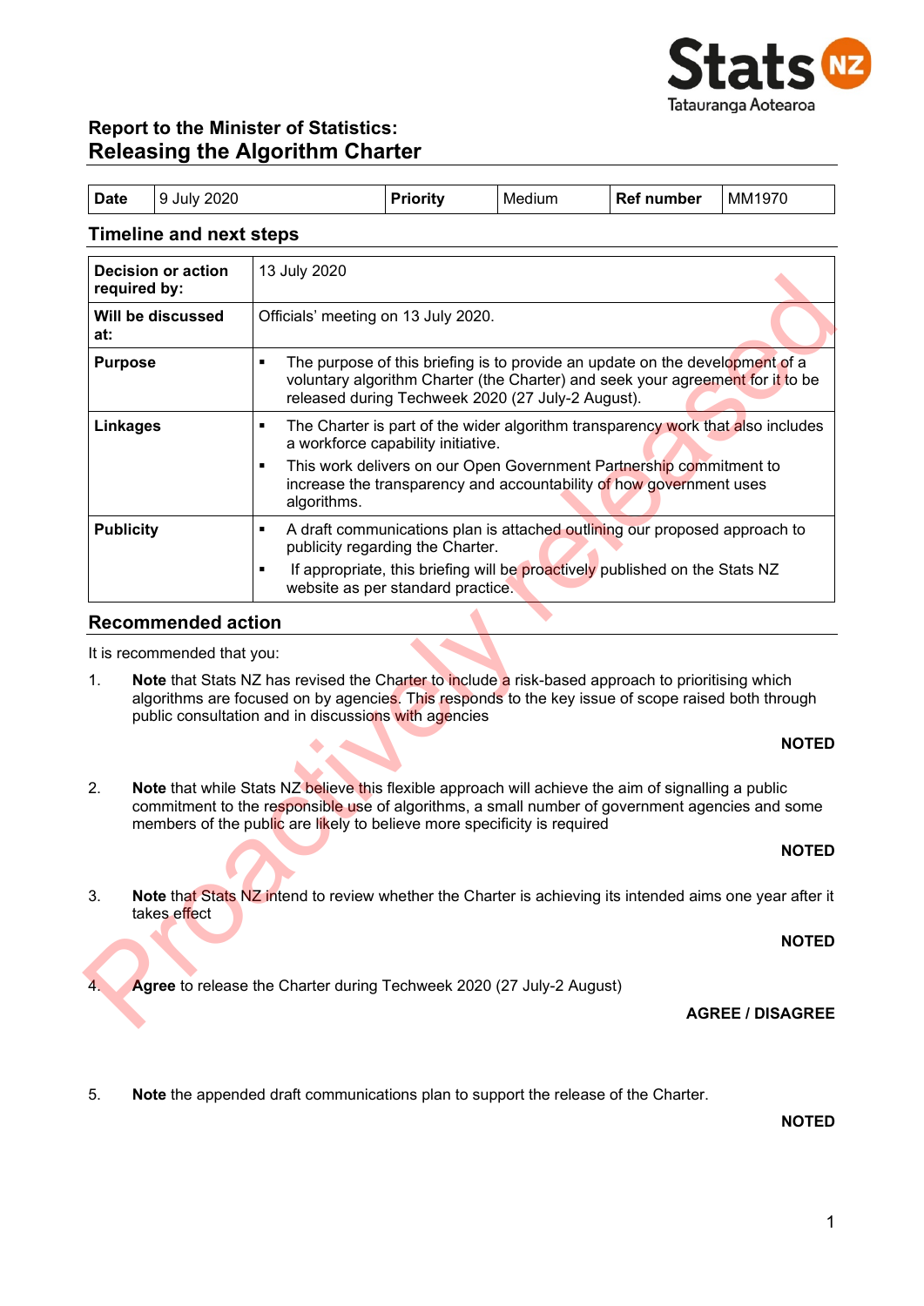# Report to the Minister of Statistics: Releasing the Algorithm Charter

| Date | 9 July 2020 | Priority | Medium | Ref number | MM1970 |
|---|---|---|---|---|---|

## Timeline and next steps

| | |
|---|---|
| **Decision or action required by:** | 13 July 2020 |
| **Will be discussed at:** | Officials' meeting on 13 July 2020. |
| **Purpose** | ▪ The purpose of this briefing is to provide an update on the development of a voluntary algorithm Charter (the Charter) and seek your agreement for it to be released during Techweek 2020 (27 July-2 August). |
| **Linkages** | ▪ The Charter is part of the wider algorithm transparency work that also includes a workforce capability initiative.<br>▪ This work delivers on our Open Government Partnership commitment to increase the transparency and accountability of how government uses algorithms. |
| **Publicity** | ▪ A draft communications plan is attached outlining our proposed approach to publicity regarding the Charter.<br>▪ If appropriate, this briefing will be proactively published on the Stats NZ website as per standard practice. |

## Recommended action

It is recommended that you:

1. **Note** that Stats NZ has revised the Charter to include a risk-based approach to prioritising which algorithms are focused on by agencies. This responds to the key issue of scope raised both through public consultation and in discussions with agencies

   **NOTED**

2. **Note** that while Stats NZ believe this flexible approach will achieve the aim of signalling a public commitment to the responsible use of algorithms, a small number of government agencies and some members of the public are likely to believe more specificity is required

   **NOTED**

3. **Note** that Stats NZ intend to review whether the Charter is achieving its intended aims one year after it takes effect

   **NOTED**

4. **Agree** to release the Charter during Techweek 2020 (27 July-2 August)

   **AGREE / DISAGREE**

5. **Note** the appended draft communications plan to support the release of the Charter.

   **NOTED**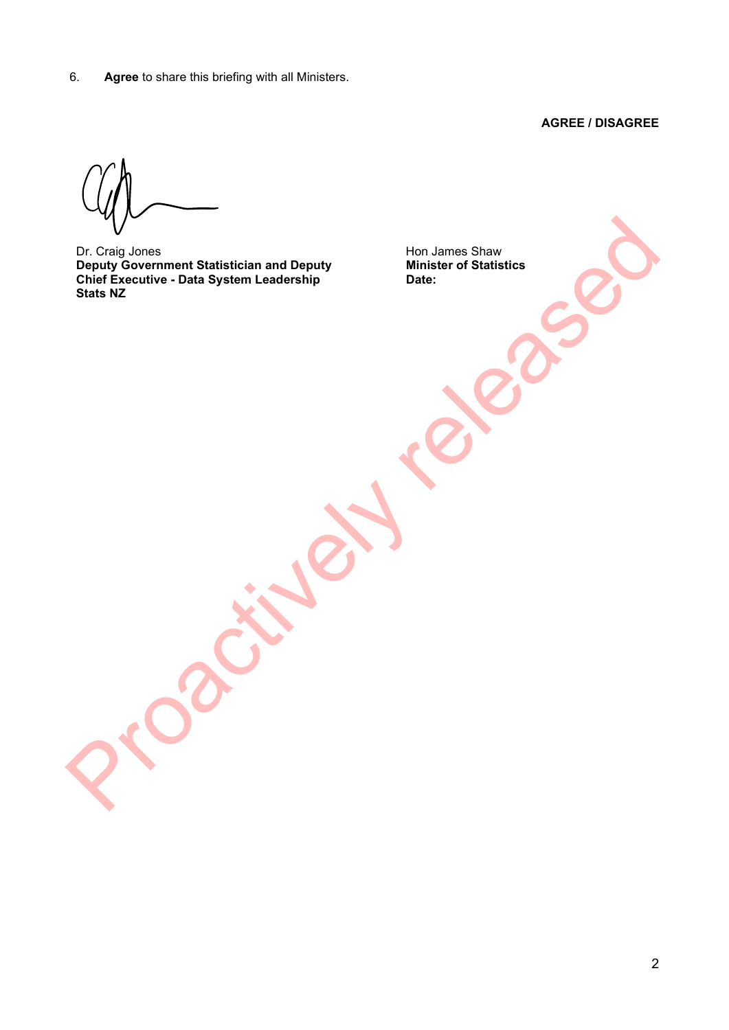6. **Agree** to share this briefing with all Ministers.

**AGREE / DISAGREE**

Dr. Craig Jones
**Deputy Government Statistician and Deputy Chief Executive - Data System Leadership**
**Stats NZ**

Hon James Shaw
**Minister of Statistics**
**Date:**

Proactively released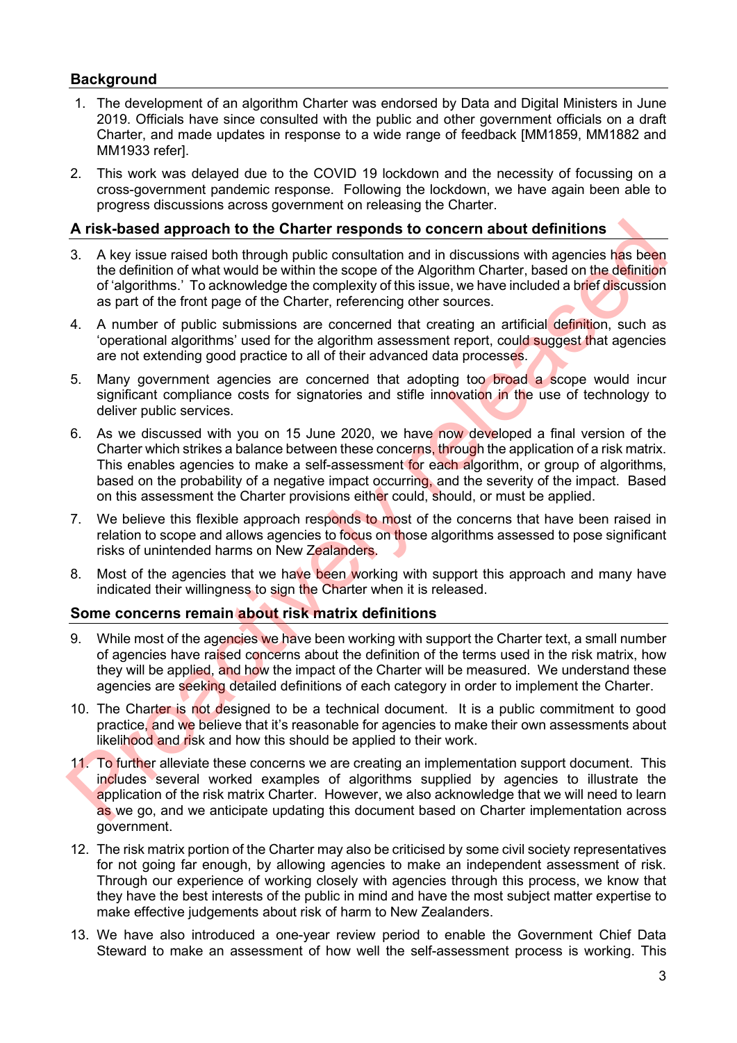## Background

1. The development of an algorithm Charter was endorsed by Data and Digital Ministers in June 2019. Officials have since consulted with the public and other government officials on a draft Charter, and made updates in response to a wide range of feedback [MM1859, MM1882 and MM1933 refer].

2. This work was delayed due to the COVID 19 lockdown and the necessity of focussing on a cross-government pandemic response. Following the lockdown, we have again been able to progress discussions across government on releasing the Charter.

## A risk-based approach to the Charter responds to concern about definitions

3. A key issue raised both through public consultation and in discussions with agencies has been the definition of what would be within the scope of the Algorithm Charter, based on the definition of 'algorithms.' To acknowledge the complexity of this issue, we have included a brief discussion as part of the front page of the Charter, referencing other sources.

4. A number of public submissions are concerned that creating an artificial definition, such as 'operational algorithms' used for the algorithm assessment report, could suggest that agencies are not extending good practice to all of their advanced data processes.

5. Many government agencies are concerned that adopting too broad a scope would incur significant compliance costs for signatories and stifle innovation in the use of technology to deliver public services.

6. As we discussed with you on 15 June 2020, we have now developed a final version of the Charter which strikes a balance between these concerns, through the application of a risk matrix. This enables agencies to make a self-assessment for each algorithm, or group of algorithms, based on the probability of a negative impact occurring, and the severity of the impact. Based on this assessment the Charter provisions either could, should, or must be applied.

7. We believe this flexible approach responds to most of the concerns that have been raised in relation to scope and allows agencies to focus on those algorithms assessed to pose significant risks of unintended harms on New Zealanders.

8. Most of the agencies that we have been working with support this approach and many have indicated their willingness to sign the Charter when it is released.

## Some concerns remain about risk matrix definitions

9. While most of the agencies we have been working with support the Charter text, a small number of agencies have raised concerns about the definition of the terms used in the risk matrix, how they will be applied, and how the impact of the Charter will be measured. We understand these agencies are seeking detailed definitions of each category in order to implement the Charter.

10. The Charter is not designed to be a technical document. It is a public commitment to good practice, and we believe that it's reasonable for agencies to make their own assessments about likelihood and risk and how this should be applied to their work.

11. To further alleviate these concerns we are creating an implementation support document. This includes several worked examples of algorithms supplied by agencies to illustrate the application of the risk matrix Charter. However, we also acknowledge that we will need to learn as we go, and we anticipate updating this document based on Charter implementation across government.

12. The risk matrix portion of the Charter may also be criticised by some civil society representatives for not going far enough, by allowing agencies to make an independent assessment of risk. Through our experience of working closely with agencies through this process, we know that they have the best interests of the public in mind and have the most subject matter expertise to make effective judgements about risk of harm to New Zealanders.

13. We have also introduced a one-year review period to enable the Government Chief Data Steward to make an assessment of how well the self-assessment process is working. This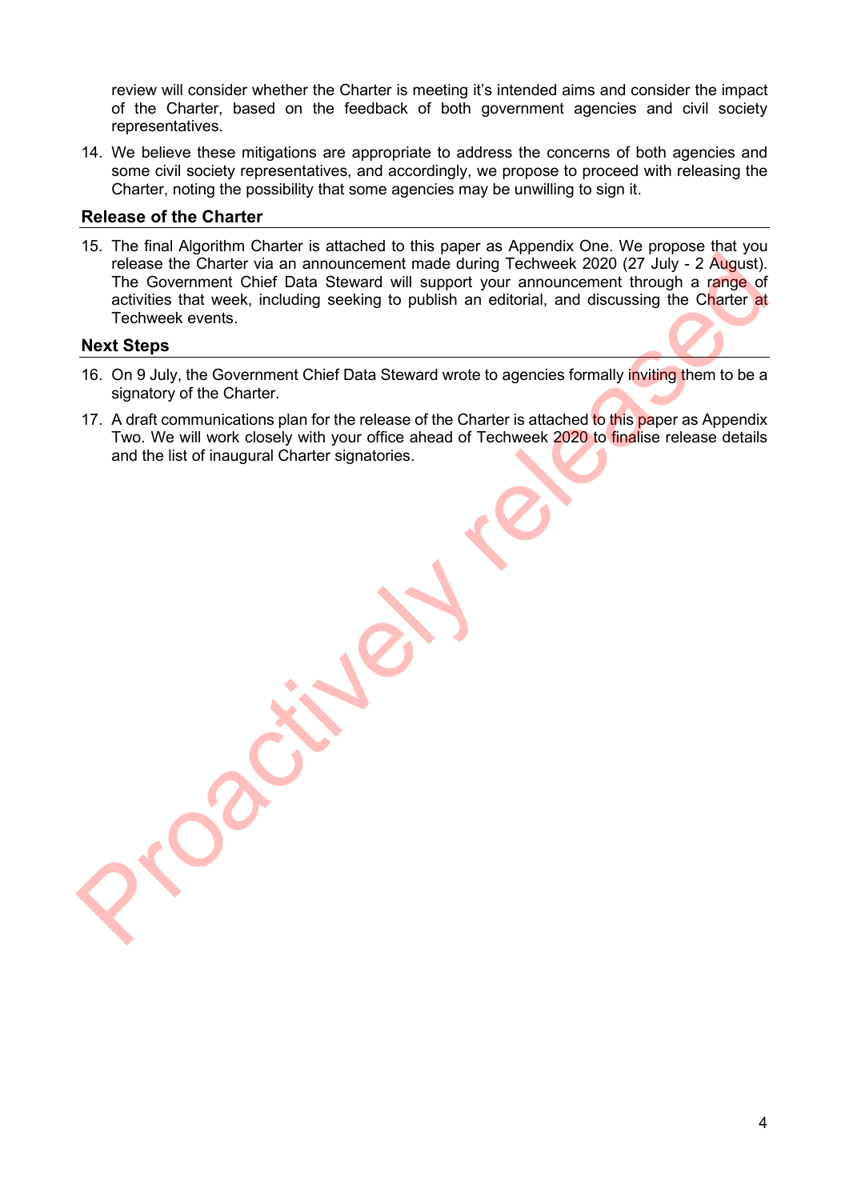review will consider whether the Charter is meeting it's intended aims and consider the impact of the Charter, based on the feedback of both government agencies and civil society representatives.

14. We believe these mitigations are appropriate to address the concerns of both agencies and some civil society representatives, and accordingly, we propose to proceed with releasing the Charter, noting the possibility that some agencies may be unwilling to sign it.

## Release of the Charter

15. The final Algorithm Charter is attached to this paper as Appendix One. We propose that you release the Charter via an announcement made during Techweek 2020 (27 July - 2 August). The Government Chief Data Steward will support your announcement through a range of activities that week, including seeking to publish an editorial, and discussing the Charter at Techweek events.

## Next Steps

16. On 9 July, the Government Chief Data Steward wrote to agencies formally inviting them to be a signatory of the Charter.

17. A draft communications plan for the release of the Charter is attached to this paper as Appendix Two. We will work closely with your office ahead of Techweek 2020 to finalise release details and the list of inaugural Charter signatories.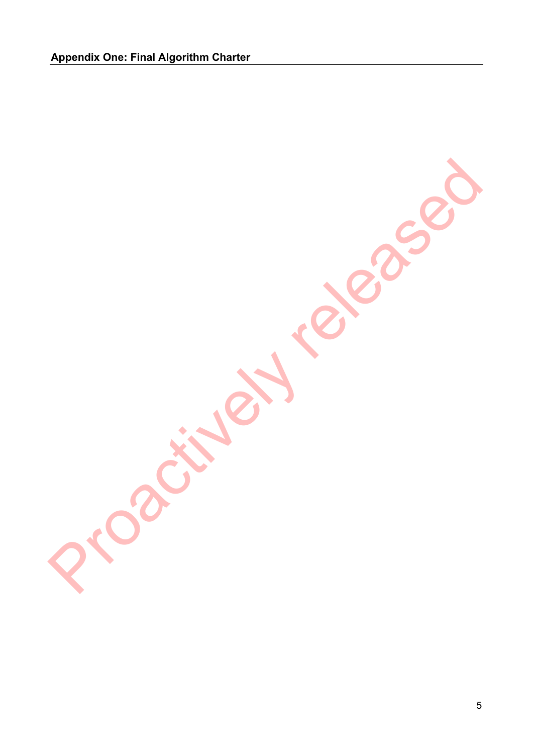**Appendix One: Final Algorithm Charter**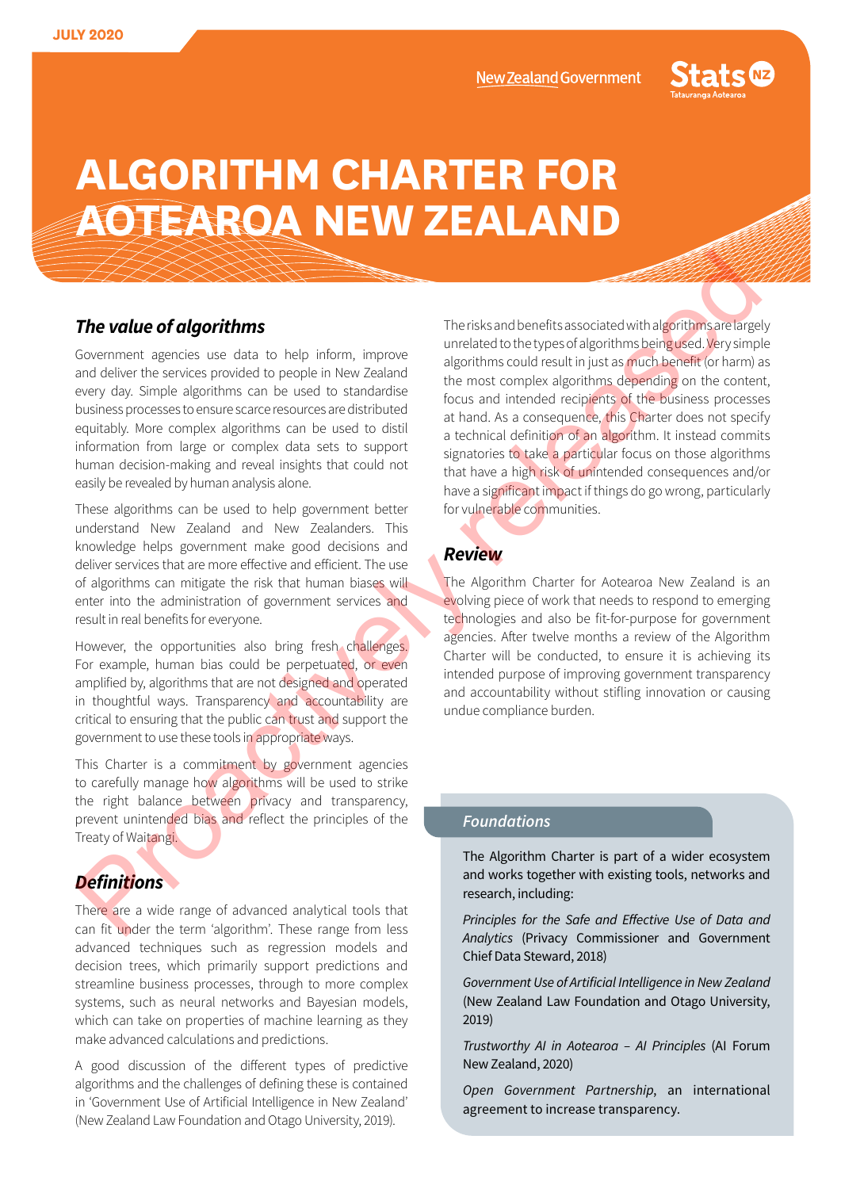JULY 2020

New Zealand Government

Stats NZ Tatauranga Aotearoa

# ALGORITHM CHARTER FOR AOTEAROA NEW ZEALAND

## *The value of algorithms*

Government agencies use data to help inform, improve and deliver the services provided to people in New Zealand every day. Simple algorithms can be used to standardise business processes to ensure scarce resources are distributed equitably. More complex algorithms can be used to distil information from large or complex data sets to support human decision-making and reveal insights that could not easily be revealed by human analysis alone.

These algorithms can be used to help government better understand New Zealand and New Zealanders. This knowledge helps government make good decisions and deliver services that are more effective and efficient. The use of algorithms can mitigate the risk that human biases will enter into the administration of government services and result in real benefits for everyone.

However, the opportunities also bring fresh challenges. For example, human bias could be perpetuated, or even amplified by, algorithms that are not designed and operated in thoughtful ways. Transparency and accountability are critical to ensuring that the public can trust and support the government to use these tools in appropriate ways.

This Charter is a commitment by government agencies to carefully manage how algorithms will be used to strike the right balance between privacy and transparency, prevent unintended bias and reflect the principles of the Treaty of Waitangi.

## *Definitions*

There are a wide range of advanced analytical tools that can fit under the term 'algorithm'. These range from less advanced techniques such as regression models and decision trees, which primarily support predictions and streamline business processes, through to more complex systems, such as neural networks and Bayesian models, which can take on properties of machine learning as they make advanced calculations and predictions.

A good discussion of the different types of predictive algorithms and the challenges of defining these is contained in 'Government Use of Artificial Intelligence in New Zealand' (New Zealand Law Foundation and Otago University, 2019).

The risks and benefits associated with algorithms are largely unrelated to the types of algorithms being used. Very simple algorithms could result in just as much benefit (or harm) as the most complex algorithms depending on the content, focus and intended recipients of the business processes at hand. As a consequence, this Charter does not specify a technical definition of an algorithm. It instead commits signatories to take a particular focus on those algorithms that have a high risk of unintended consequences and/or have a significant impact if things do go wrong, particularly for vulnerable communities.

## *Review*

The Algorithm Charter for Aotearoa New Zealand is an evolving piece of work that needs to respond to emerging technologies and also be fit-for-purpose for government agencies. After twelve months a review of the Algorithm Charter will be conducted, to ensure it is achieving its intended purpose of improving government transparency and accountability without stifling innovation or causing undue compliance burden.

### *Foundations*

The Algorithm Charter is part of a wider ecosystem and works together with existing tools, networks and research, including:

*Principles for the Safe and Effective Use of Data and Analytics* (Privacy Commissioner and Government Chief Data Steward, 2018)

*Government Use of Artificial Intelligence in New Zealand* (New Zealand Law Foundation and Otago University, 2019)

*Trustworthy AI in Aotearoa – AI Principles* (AI Forum New Zealand, 2020)

*Open Government Partnership*, an international agreement to increase transparency.

Proactively released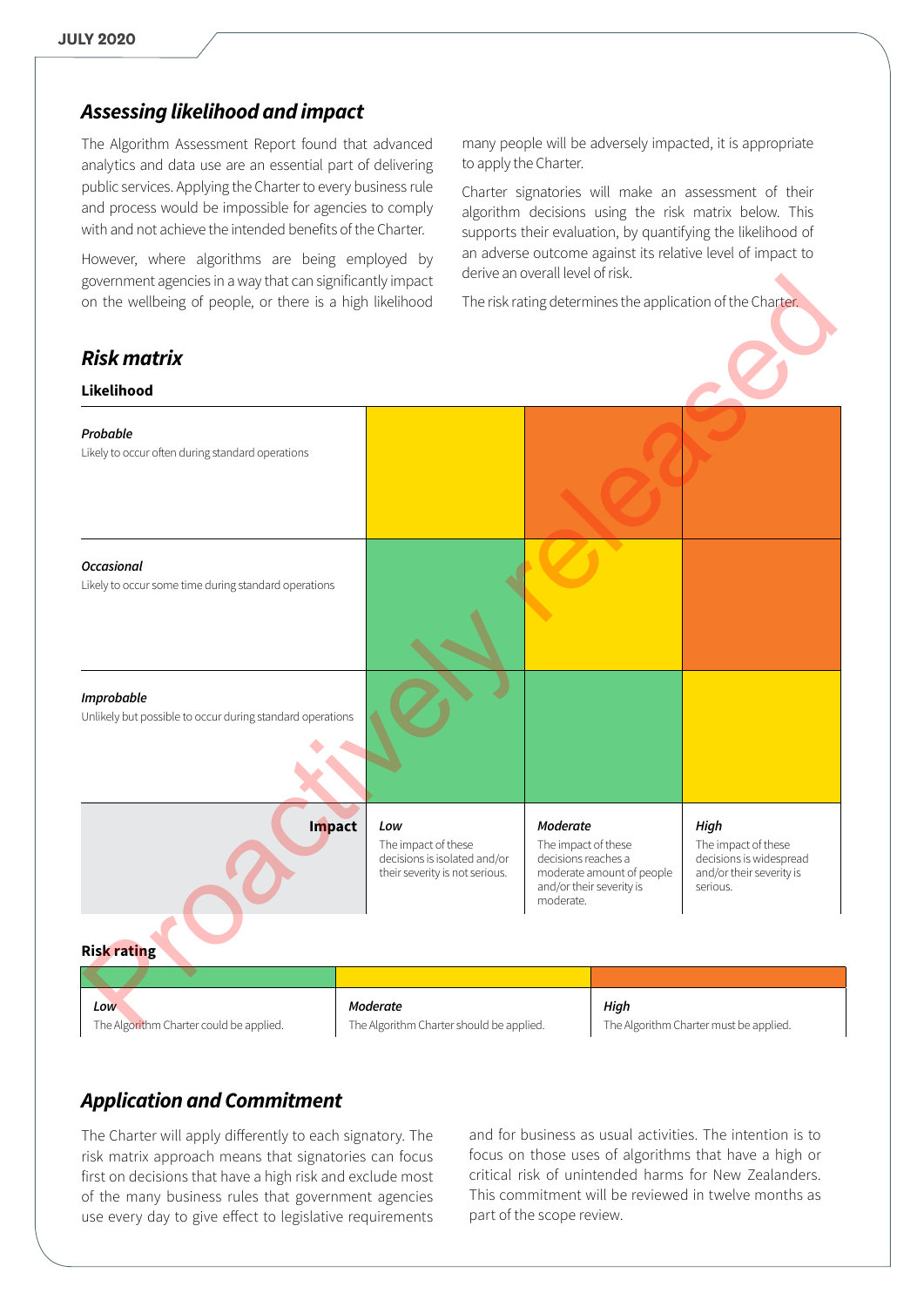## Assessing likelihood and impact

The Algorithm Assessment Report found that advanced analytics and data use are an essential part of delivering public services. Applying the Charter to every business rule and process would be impossible for agencies to comply with and not achieve the intended benefits of the Charter.

However, where algorithms are being employed by government agencies in a way that can significantly impact on the wellbeing of people, or there is a high likelihood many people will be adversely impacted, it is appropriate to apply the Charter.

Charter signatories will make an assessment of their algorithm decisions using the risk matrix below. This supports their evaluation, by quantifying the likelihood of an adverse outcome against its relative level of impact to derive an overall level of risk.

The risk rating determines the application of the Charter.

## Risk matrix

| **Likelihood** | | | |
|---|---|---|---|
| ***Probable*** Likely to occur often during standard operations | Moderate | High | High |
| ***Occasional*** Likely to occur some time during standard operations | Low | Moderate | High |
| ***Improbable*** Unlikely but possible to occur during standard operations | Low | Low | Moderate |
| **Impact** | ***Low*** The impact of these decisions is isolated and/or their severity is not serious. | ***Moderate*** The impact of these decisions reaches a moderate amount of people and/or their severity is moderate. | ***High*** The impact of these decisions is widespread and/or their severity is serious. |

**Risk rating**

| ***Low*** | ***Moderate*** | ***High*** |
|---|---|---|
| The Algorithm Charter could be applied. | The Algorithm Charter should be applied. | The Algorithm Charter must be applied. |

## Application and Commitment

The Charter will apply differently to each signatory. The risk matrix approach means that signatories can focus first on decisions that have a high risk and exclude most of the many business rules that government agencies use every day to give effect to legislative requirements and for business as usual activities. The intention is to focus on those uses of algorithms that have a high or critical risk of unintended harms for New Zealanders. This commitment will be reviewed in twelve months as part of the scope review.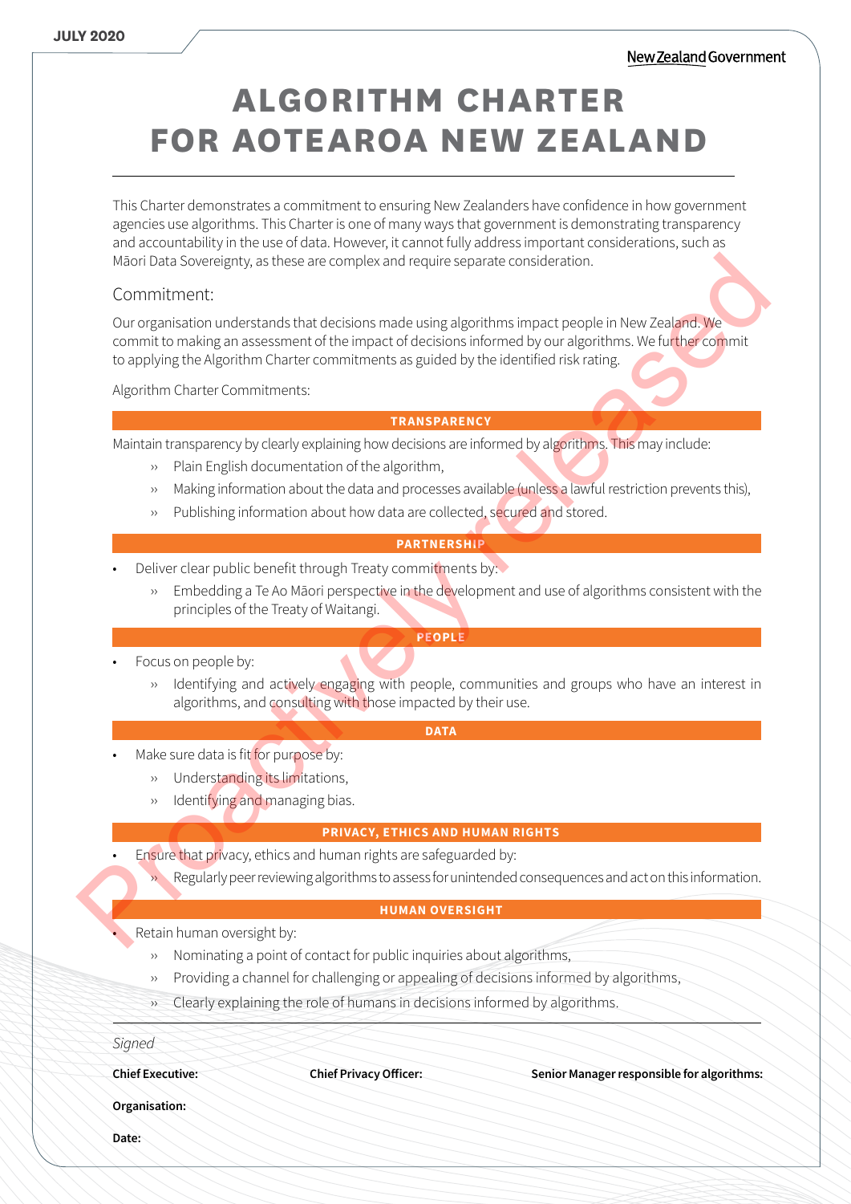JULY 2020

New Zealand Government

# ALGORITHM CHARTER FOR AOTEAROA NEW ZEALAND

This Charter demonstrates a commitment to ensuring New Zealanders have confidence in how government agencies use algorithms. This Charter is one of many ways that government is demonstrating transparency and accountability in the use of data. However, it cannot fully address important considerations, such as Māori Data Sovereignty, as these are complex and require separate consideration.

## Commitment:

Our organisation understands that decisions made using algorithms impact people in New Zealand. We commit to making an assessment of the impact of decisions informed by our algorithms. We further commit to applying the Algorithm Charter commitments as guided by the identified risk rating.

Algorithm Charter Commitments:

### TRANSPARENCY

Maintain transparency by clearly explaining how decisions are informed by algorithms. This may include:

- Plain English documentation of the algorithm,
- Making information about the data and processes available (unless a lawful restriction prevents this),
- Publishing information about how data are collected, secured and stored.

### PARTNERSHIP

- Deliver clear public benefit through Treaty commitments by:
  - Embedding a Te Ao Māori perspective in the development and use of algorithms consistent with the principles of the Treaty of Waitangi.

### PEOPLE

- Focus on people by:
  - Identifying and actively engaging with people, communities and groups who have an interest in algorithms, and consulting with those impacted by their use.

### DATA

- Make sure data is fit for purpose by:
  - Understanding its limitations,
  - Identifying and managing bias.

### PRIVACY, ETHICS AND HUMAN RIGHTS

- Ensure that privacy, ethics and human rights are safeguarded by:
  - Regularly peer reviewing algorithms to assess for unintended consequences and act on this information.

### HUMAN OVERSIGHT

- Retain human oversight by:
  - Nominating a point of contact for public inquiries about algorithms,
  - Providing a channel for challenging or appealing of decisions informed by algorithms,
  - Clearly explaining the role of humans in decisions informed by algorithms.

*Signed*

**Chief Executive:** **Chief Privacy Officer:** **Senior Manager responsible for algorithms:**

**Organisation:**

**Date:**

Proactively released